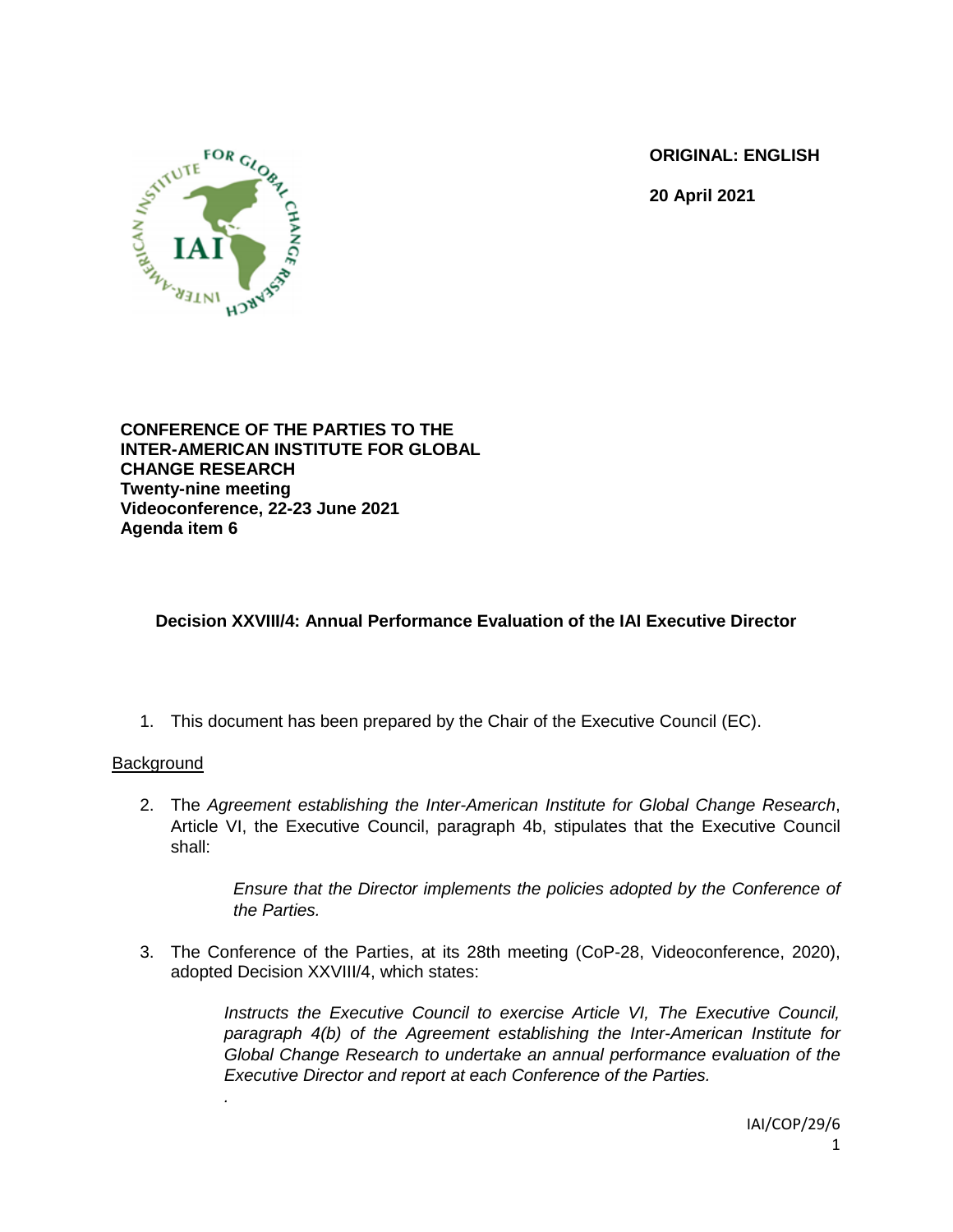**ORIGINAL: ENGLISH**

**20 April 2021**

**CONFERENCE OF THE PARTIES TO THE INTER-AMERICAN INSTITUTE FOR GLOBAL CHANGE RESEARCH**
**Twenty-nine meeting**
**Videoconference, 22-23 June 2021**
**Agenda item 6**

# Decision XXVIII/4: Annual Performance Evaluation of the IAI Executive Director

1. This document has been prepared by the Chair of the Executive Council (EC).

## Background

2. The *Agreement establishing the Inter-American Institute for Global Change Research*, Article VI, the Executive Council, paragraph 4b, stipulates that the Executive Council shall:

   > *Ensure that the Director implements the policies adopted by the Conference of the Parties.*

3. The Conference of the Parties, at its 28th meeting (CoP-28, Videoconference, 2020), adopted Decision XXVIII/4, which states:

   > *Instructs the Executive Council to exercise Article VI, The Executive Council, paragraph 4(b) of the Agreement establishing the Inter-American Institute for Global Change Research to undertake an annual performance evaluation of the Executive Director and report at each Conference of the Parties.*

.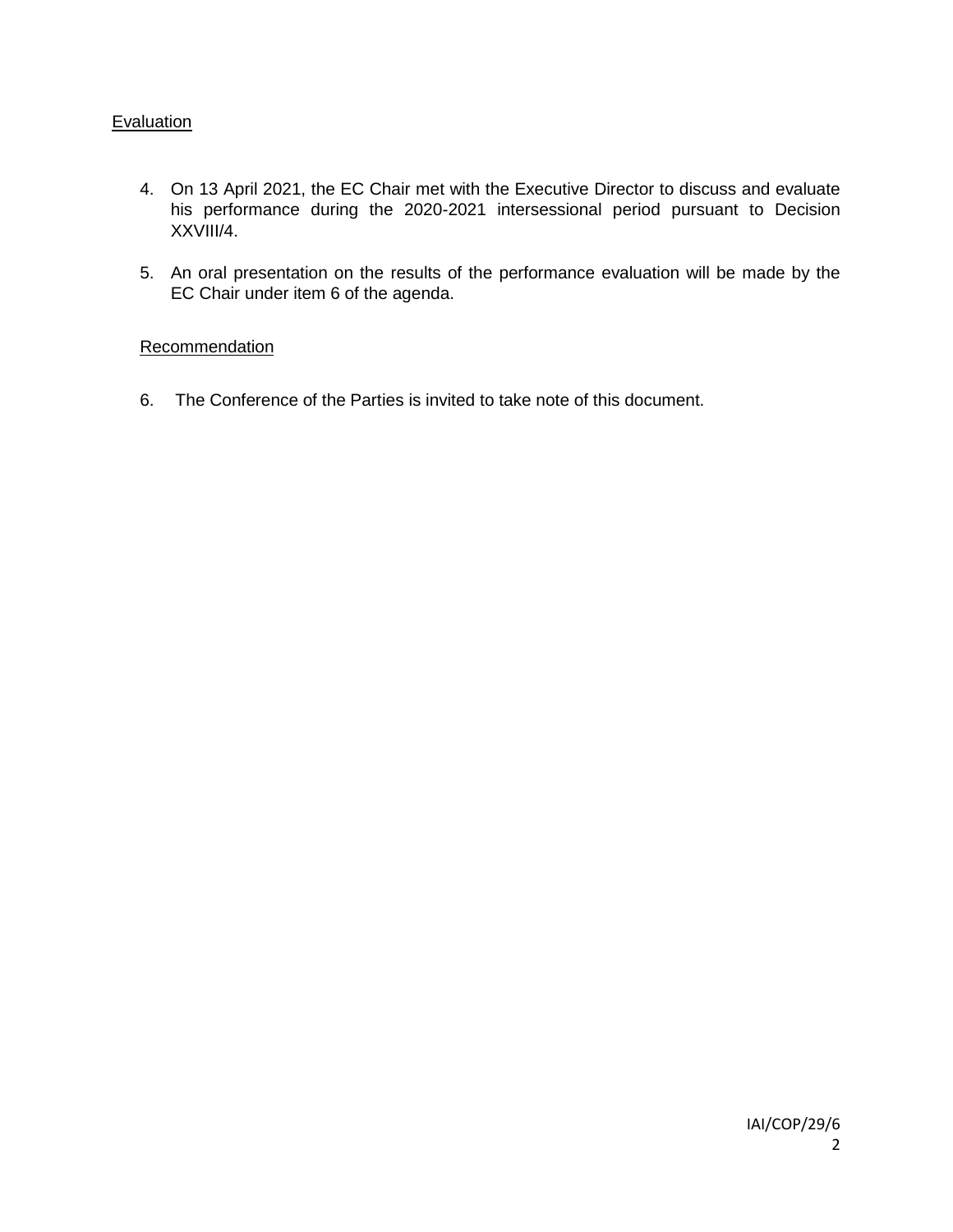Evaluation

4. On 13 April 2021, the EC Chair met with the Executive Director to discuss and evaluate his performance during the 2020-2021 intersessional period pursuant to Decision XXVIII/4.

5. An oral presentation on the results of the performance evaluation will be made by the EC Chair under item 6 of the agenda.

Recommendation

6. The Conference of the Parties is invited to take note of this document.